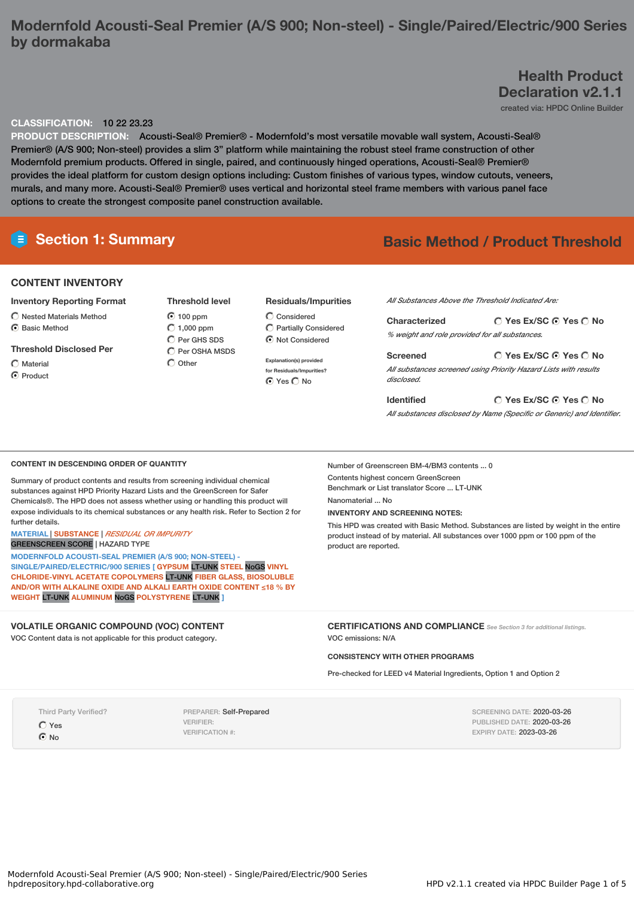# Modernfold Acousti-Seal Premier (A/S 900; Non-steel) - Single/Paired/Electric/900 Series by dormakaba

## Health Product Declaration v2.1.1

created via: HPDC Online Builder

**CLASSIFICATION:** 10 22 23.23

**PRODUCT DESCRIPTION:** Acousti-Seal® Premier® - Modernfold's most versatile movable wall system, Acousti-Seal® Premier® (A/S 900; Non-steel) provides a slim 3" platform while maintaining the robust steel frame construction of other Modernfold premium products. Offered in single, paired, and continuously hinged operations, Acousti-Seal® Premier® provides the ideal platform for custom design options including: Custom finishes of various types, window cutouts, veneers, murals, and many more. Acousti-Seal® Premier® uses vertical and horizontal steel frame members with various panel face options to create the strongest composite panel construction available.

## Section 1: Summary

**Basic Method / Product Threshold**

### CONTENT INVENTORY

**Inventory Reporting Format**
- ○ Nested Materials Method
- ◉ Basic Method

**Threshold Disclosed Per**
- ○ Material
- ◉ Product

**Threshold level**
- ◉ 100 ppm
- ○ 1,000 ppm
- ○ Per GHS SDS
- ○ Per OSHA MSDS
- ○ Other

**Residuals/Impurities**
- ○ Considered
- ○ Partially Considered
- ◉ Not Considered

Explanation(s) provided for Residuals/Impurities? ◉ Yes ○ No

*All Substances Above the Threshold Indicated Are:*

**Characterized** ○ Yes Ex/SC ◉ Yes ○ No
*% weight and role provided for all substances.*

**Screened** ○ Yes Ex/SC ◉ Yes ○ No
*All substances screened using Priority Hazard Lists with results disclosed.*

**Identified** ○ Yes Ex/SC ◉ Yes ○ No
*All substances disclosed by Name (Specific or Generic) and Identifier.*

### CONTENT IN DESCENDING ORDER OF QUANTITY

Summary of product contents and results from screening individual chemical substances against HPD Priority Hazard Lists and the GreenScreen for Safer Chemicals®. The HPD does not assess whether using or handling this product will expose individuals to its chemical substances or any health risk. Refer to Section 2 for further details.

MATERIAL | SUBSTANCE | *RESIDUAL OR IMPURITY*
GREENSCREEN SCORE | HAZARD TYPE

**MODERNFOLD ACOUSTI-SEAL PREMIER (A/S 900; NON-STEEL) - SINGLE/PAIRED/ELECTRIC/900 SERIES [ GYPSUM** LT-UNK **STEEL** NoGS **VINYL CHLORIDE-VINYL ACETATE COPOLYMERS** LT-UNK **FIBER GLASS, BIOSOLUBLE AND/OR WITH ALKALINE OXIDE AND ALKALI EARTH OXIDE CONTENT ≤18 % BY WEIGHT** LT-UNK **ALUMINUM** NoGS **POLYSTYRENE** LT-UNK **]**

Number of Greenscreen BM-4/BM3 contents ... 0

Contents highest concern GreenScreen Benchmark or List translator Score ... LT-UNK

Nanomaterial ... No

**INVENTORY AND SCREENING NOTES:**

This HPD was created with Basic Method. Substances are listed by weight in the entire product instead of by material. All substances over 1000 ppm or 100 ppm of the product are reported.

### VOLATILE ORGANIC COMPOUND (VOC) CONTENT

VOC Content data is not applicable for this product category.

### CERTIFICATIONS AND COMPLIANCE

*See Section 3 for additional listings.*

VOC emissions: N/A

**CONSISTENCY WITH OTHER PROGRAMS**

Pre-checked for LEED v4 Material Ingredients, Option 1 and Option 2

Third Party Verified?
- ○ Yes
- ◉ No

PREPARER: Self-Prepared
VERIFIER:
VERIFICATION #:

SCREENING DATE: 2020-03-26
PUBLISHED DATE: 2020-03-26
EXPIRY DATE: 2023-03-26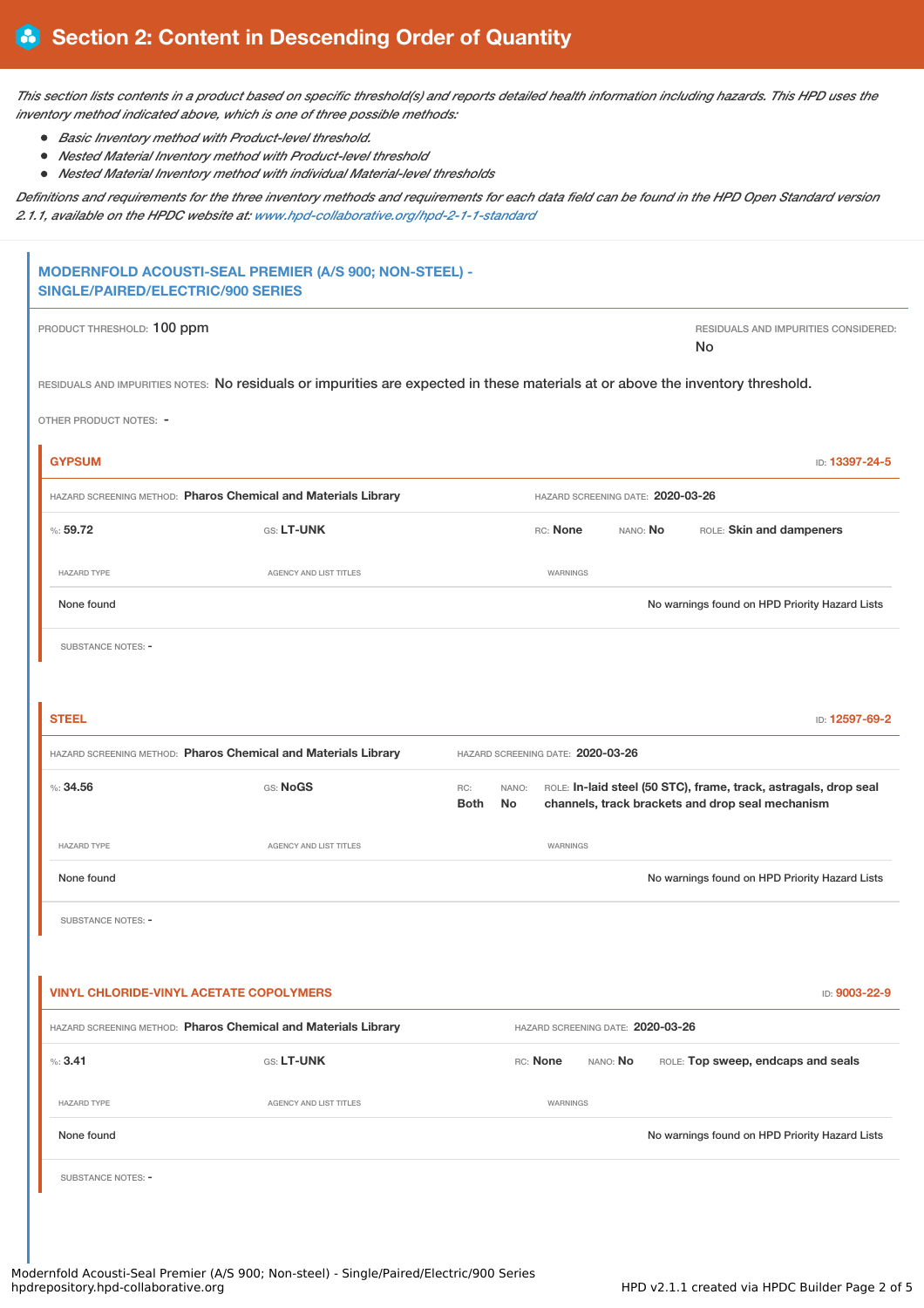## Section 2: Content in Descending Order of Quantity

*This section lists contents in a product based on specific threshold(s) and reports detailed health information including hazards. This HPD uses the inventory method indicated above, which is one of three possible methods:*

- *Basic Inventory method with Product-level threshold.*
- *Nested Material Inventory method with Product-level threshold*
- *Nested Material Inventory method with individual Material-level thresholds*

*Definitions and requirements for the three inventory methods and requirements for each data field can be found in the HPD Open Standard version 2.1.1, available on the HPDC website at: www.hpd-collaborative.org/hpd-2-1-1-standard*

### MODERNFOLD ACOUSTI-SEAL PREMIER (A/S 900; NON-STEEL) - SINGLE/PAIRED/ELECTRIC/900 SERIES

PRODUCT THRESHOLD: 100 ppm

RESIDUALS AND IMPURITIES CONSIDERED: No

RESIDUALS AND IMPURITIES NOTES: No residuals or impurities are expected in these materials at or above the inventory threshold.

OTHER PRODUCT NOTES: -

#### GYPSUM

ID: 13397-24-5

HAZARD SCREENING METHOD: **Pharos Chemical and Materials Library** | HAZARD SCREENING DATE: **2020-03-26**

%: **59.72** | GS: **LT-UNK** | RC: **None** | NANO: **No** | ROLE: **Skin and dampeners**

| HAZARD TYPE | AGENCY AND LIST TITLES | WARNINGS |
|---|---|---|
| None found | | No warnings found on HPD Priority Hazard Lists |

SUBSTANCE NOTES: -

#### STEEL

ID: 12597-69-2

HAZARD SCREENING METHOD: **Pharos Chemical and Materials Library** | HAZARD SCREENING DATE: **2020-03-26**

%: **34.56** | GS: **NoGS** | RC: **Both** | NANO: **No** | ROLE: **In-laid steel (50 STC), frame, track, astragals, drop seal channels, track brackets and drop seal mechanism**

| HAZARD TYPE | AGENCY AND LIST TITLES | WARNINGS |
|---|---|---|
| None found | | No warnings found on HPD Priority Hazard Lists |

SUBSTANCE NOTES: -

#### VINYL CHLORIDE-VINYL ACETATE COPOLYMERS

ID: 9003-22-9

HAZARD SCREENING METHOD: **Pharos Chemical and Materials Library** | HAZARD SCREENING DATE: **2020-03-26**

%: **3.41** | GS: **LT-UNK** | RC: **None** | NANO: **No** | ROLE: **Top sweep, endcaps and seals**

| HAZARD TYPE | AGENCY AND LIST TITLES | WARNINGS |
|---|---|---|
| None found | | No warnings found on HPD Priority Hazard Lists |

SUBSTANCE NOTES: -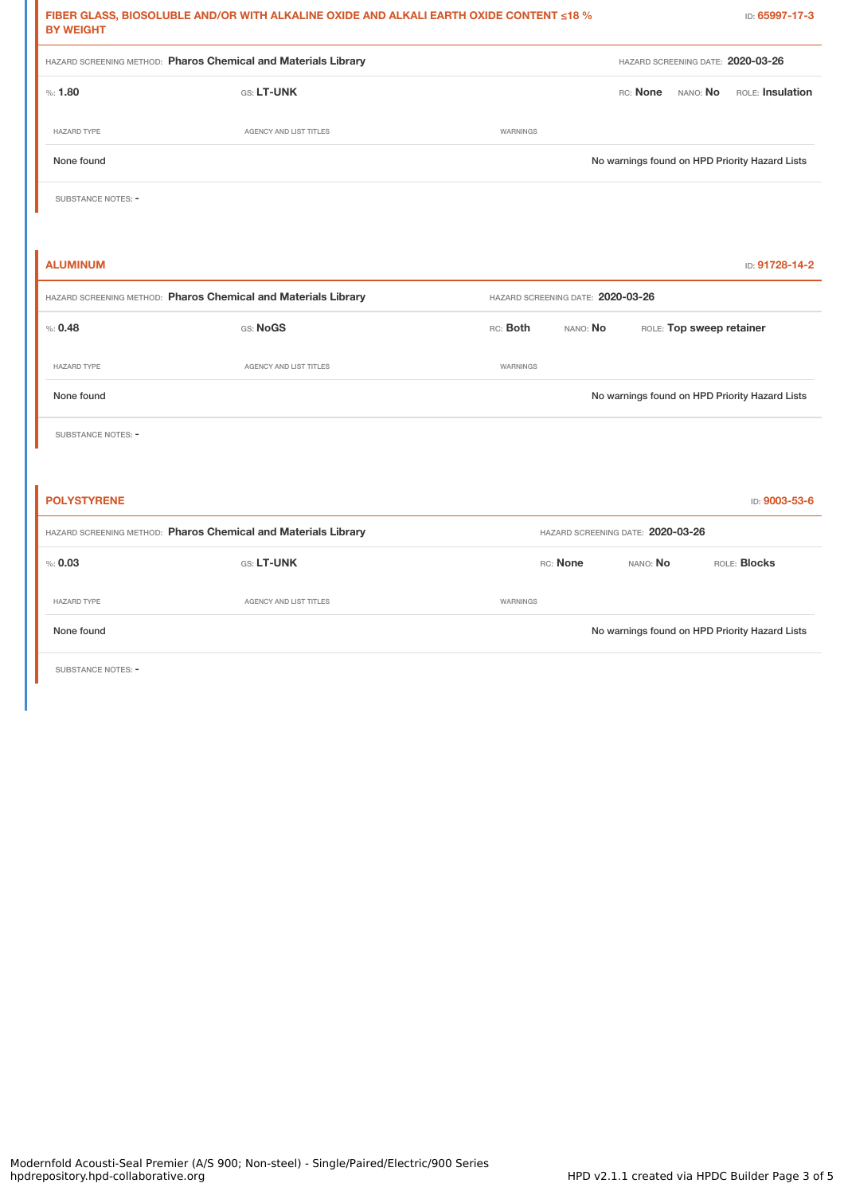**FIBER GLASS, BIOSOLUBLE AND/OR WITH ALKALINE OXIDE AND ALKALI EARTH OXIDE CONTENT ≤18 % BY WEIGHT** ID: **65997-17-3**

HAZARD SCREENING METHOD: **Pharos Chemical and Materials Library** HAZARD SCREENING DATE: **2020-03-26**

%: **1.80** GS: **LT-UNK** RC: **None** NANO: **No** ROLE: **Insulation**

| HAZARD TYPE | AGENCY AND LIST TITLES | WARNINGS |
|---|---|---|
| None found | | No warnings found on HPD Priority Hazard Lists |

SUBSTANCE NOTES: -

**ALUMINUM** ID: **91728-14-2**

HAZARD SCREENING METHOD: **Pharos Chemical and Materials Library** HAZARD SCREENING DATE: **2020-03-26**

%: **0.48** GS: **NoGS** RC: **Both** NANO: **No** ROLE: **Top sweep retainer**

| HAZARD TYPE | AGENCY AND LIST TITLES | WARNINGS |
|---|---|---|
| None found | | No warnings found on HPD Priority Hazard Lists |

SUBSTANCE NOTES: -

**POLYSTYRENE** ID: **9003-53-6**

HAZARD SCREENING METHOD: **Pharos Chemical and Materials Library** HAZARD SCREENING DATE: **2020-03-26**

%: **0.03** GS: **LT-UNK** RC: **None** NANO: **No** ROLE: **Blocks**

| HAZARD TYPE | AGENCY AND LIST TITLES | WARNINGS |
|---|---|---|
| None found | | No warnings found on HPD Priority Hazard Lists |

SUBSTANCE NOTES: -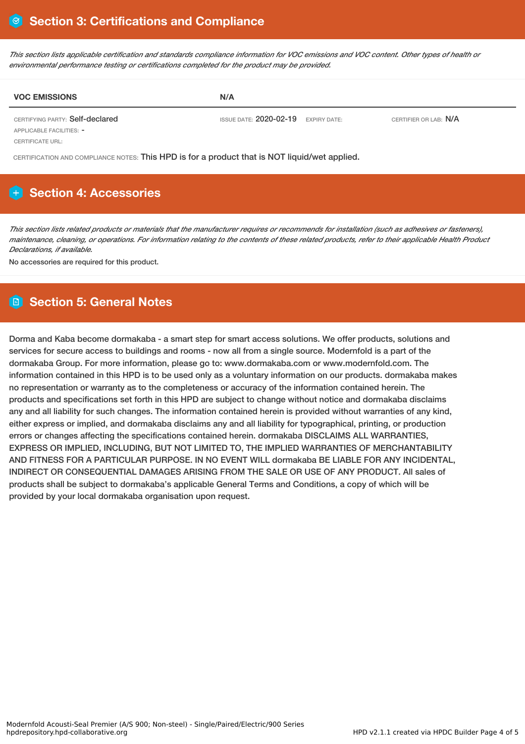## Section 3: Certifications and Compliance

*This section lists applicable certification and standards compliance information for VOC emissions and VOC content. Other types of health or environmental performance testing or certifications completed for the product may be provided.*

| VOC EMISSIONS | N/A | | |
|---|---|---|---|
| CERTIFYING PARTY: Self-declared | ISSUE DATE: 2020-02-19 | EXPIRY DATE: | CERTIFIER OR LAB: N/A |
| APPLICABLE FACILITIES: - | | | |
| CERTIFICATE URL: | | | |

CERTIFICATION AND COMPLIANCE NOTES: This HPD is for a product that is NOT liquid/wet applied.

## Section 4: Accessories

*This section lists related products or materials that the manufacturer requires or recommends for installation (such as adhesives or fasteners), maintenance, cleaning, or operations. For information relating to the contents of these related products, refer to their applicable Health Product Declarations, if available.*

No accessories are required for this product.

## Section 5: General Notes

Dorma and Kaba become dormakaba - a smart step for smart access solutions. We offer products, solutions and services for secure access to buildings and rooms - now all from a single source. Modernfold is a part of the dormakaba Group. For more information, please go to: www.dormakaba.com or www.modernfold.com. The information contained in this HPD is to be used only as a voluntary information on our products. dormakaba makes no representation or warranty as to the completeness or accuracy of the information contained herein. The products and specifications set forth in this HPD are subject to change without notice and dormakaba disclaims any and all liability for such changes. The information contained herein is provided without warranties of any kind, either express or implied, and dormakaba disclaims any and all liability for typographical, printing, or production errors or changes affecting the specifications contained herein. dormakaba DISCLAIMS ALL WARRANTIES, EXPRESS OR IMPLIED, INCLUDING, BUT NOT LIMITED TO, THE IMPLIED WARRANTIES OF MERCHANTABILITY AND FITNESS FOR A PARTICULAR PURPOSE. IN NO EVENT WILL dormakaba BE LIABLE FOR ANY INCIDENTAL, INDIRECT OR CONSEQUENTIAL DAMAGES ARISING FROM THE SALE OR USE OF ANY PRODUCT. All sales of products shall be subject to dormakaba's applicable General Terms and Conditions, a copy of which will be provided by your local dormakaba organisation upon request.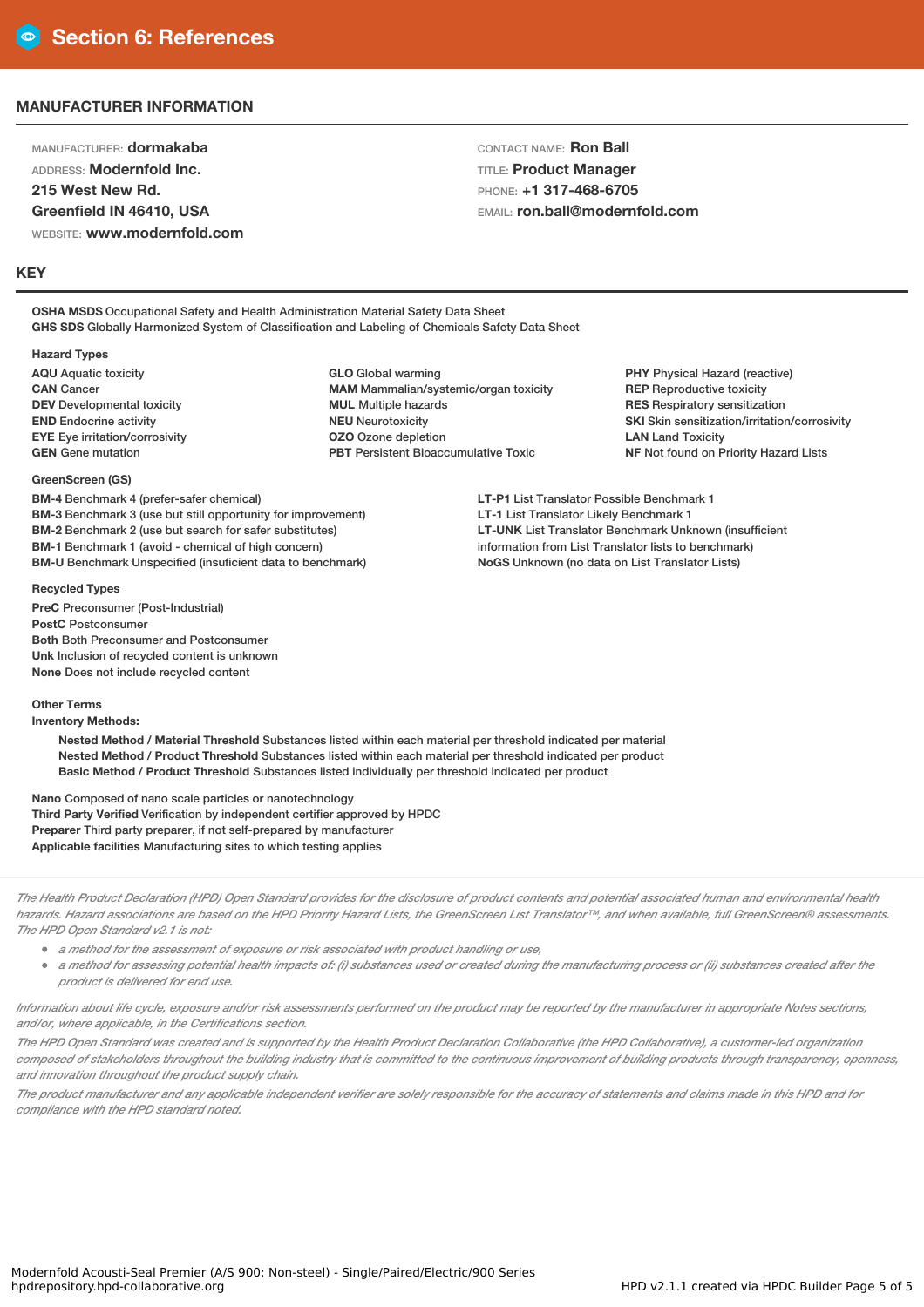# Section 6: References

## MANUFACTURER INFORMATION

MANUFACTURER: **dormakaba**
ADDRESS: **Modernfold Inc.**
**215 West New Rd.**
**Greenfield IN 46410, USA**
WEBSITE: **www.modernfold.com**

CONTACT NAME: **Ron Ball**
TITLE: **Product Manager**
PHONE: **+1 317-468-6705**
EMAIL: **ron.ball@modernfold.com**

## KEY

**OSHA MSDS** Occupational Safety and Health Administration Material Safety Data Sheet
**GHS SDS** Globally Harmonized System of Classification and Labeling of Chemicals Safety Data Sheet

**Hazard Types**

**AQU** Aquatic toxicity
**CAN** Cancer
**DEV** Developmental toxicity
**END** Endocrine activity
**EYE** Eye irritation/corrosivity
**GEN** Gene mutation
**GLO** Global warming
**MAM** Mammalian/systemic/organ toxicity
**MUL** Multiple hazards
**NEU** Neurotoxicity
**OZO** Ozone depletion
**PBT** Persistent Bioaccumulative Toxic
**PHY** Physical Hazard (reactive)
**REP** Reproductive toxicity
**RES** Respiratory sensitization
**SKI** Skin sensitization/irritation/corrosivity
**LAN** Land Toxicity
**NF** Not found on Priority Hazard Lists

**GreenScreen (GS)**

**BM-4** Benchmark 4 (prefer-safer chemical)
**BM-3** Benchmark 3 (use but still opportunity for improvement)
**BM-2** Benchmark 2 (use but search for safer substitutes)
**BM-1** Benchmark 1 (avoid - chemical of high concern)
**BM-U** Benchmark Unspecified (insuficient data to benchmark)
**LT-P1** List Translator Possible Benchmark 1
**LT-1** List Translator Likely Benchmark 1
**LT-UNK** List Translator Benchmark Unknown (insufficient information from List Translator lists to benchmark)
**NoGS** Unknown (no data on List Translator Lists)

**Recycled Types**

**PreC** Preconsumer (Post-Industrial)
**PostC** Postconsumer
**Both** Both Preconsumer and Postconsumer
**Unk** Inclusion of recycled content is unknown
**None** Does not include recycled content

**Other Terms**
**Inventory Methods:**

- **Nested Method / Material Threshold** Substances listed within each material per threshold indicated per material
- **Nested Method / Product Threshold** Substances listed within each material per threshold indicated per product
- **Basic Method / Product Threshold** Substances listed individually per threshold indicated per product

**Nano** Composed of nano scale particles or nanotechnology
**Third Party Verified** Verification by independent certifier approved by HPDC
**Preparer** Third party preparer, if not self-prepared by manufacturer
**Applicable facilities** Manufacturing sites to which testing applies

*The Health Product Declaration (HPD) Open Standard provides for the disclosure of product contents and potential associated human and environmental health hazards. Hazard associations are based on the HPD Priority Hazard Lists, the GreenScreen List Translator™, and when available, full GreenScreen® assessments. The HPD Open Standard v2.1 is not:*

- *a method for the assessment of exposure or risk associated with product handling or use,*
- *a method for assessing potential health impacts of: (i) substances used or created during the manufacturing process or (ii) substances created after the product is delivered for end use.*

*Information about life cycle, exposure and/or risk assessments performed on the product may be reported by the manufacturer in appropriate Notes sections, and/or, where applicable, in the Certifications section.*

*The HPD Open Standard was created and is supported by the Health Product Declaration Collaborative (the HPD Collaborative), a customer-led organization composed of stakeholders throughout the building industry that is committed to the continuous improvement of building products through transparency, openness, and innovation throughout the product supply chain.*

*The product manufacturer and any applicable independent verifier are solely responsible for the accuracy of statements and claims made in this HPD and for compliance with the HPD standard noted.*